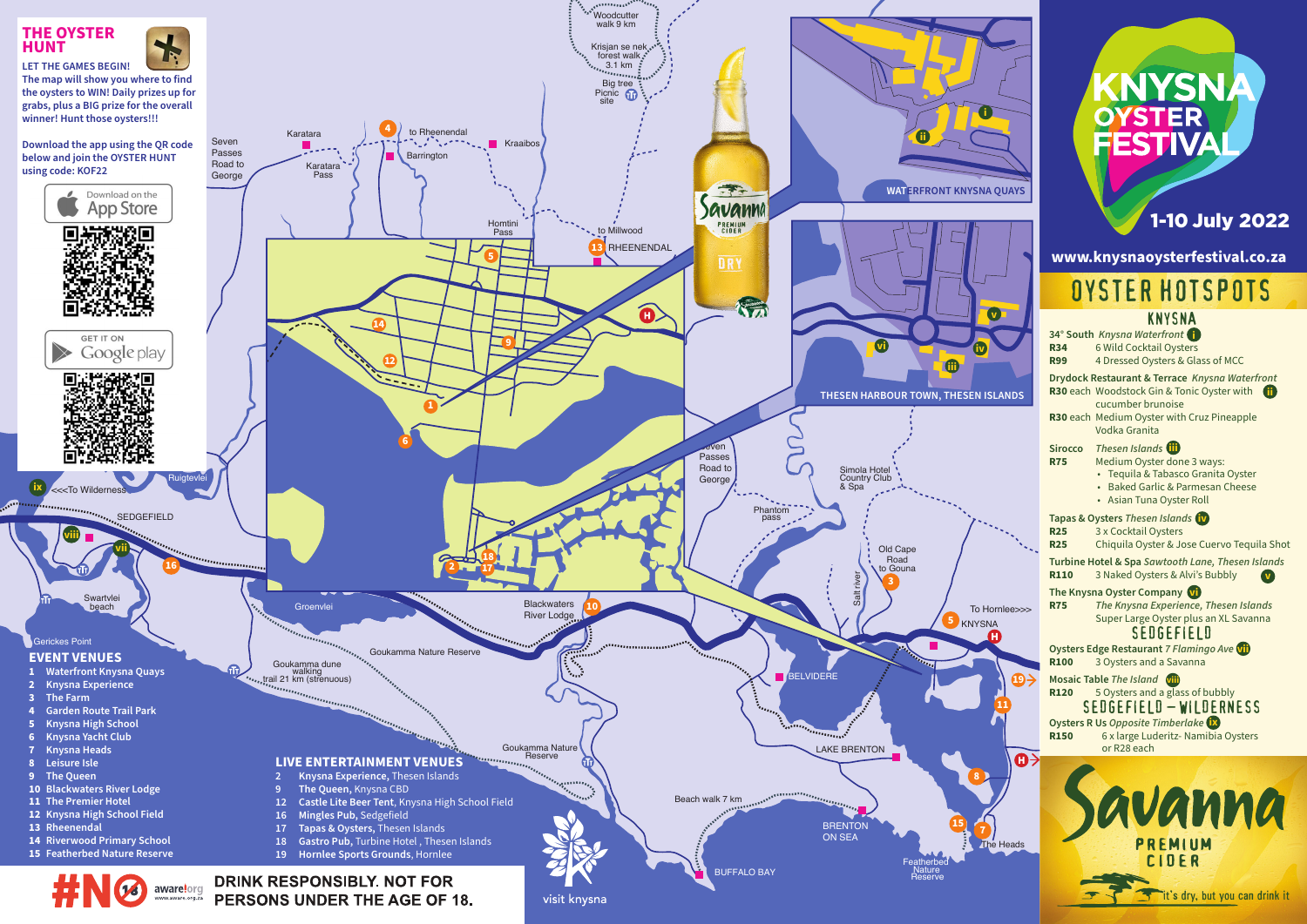# THE OYSTER HUNT

**LET THE GAMES BEGIN!**

**The map will show you where to find the oysters to WIN! Daily prizes up for grabs, plus a BIG prize for the overall winner! Hunt those oysters!!!**

**Download the app using the QR code below and join the OYSTER HUNT using code: KOF22**

Download on the App Store

GET IT ON Google play

# KNYSNA OYSTER FESTIVAL

**1-10 July 2022**

**www.knysnaoysterfestival.co.za**

## OYSTER HOTSPOTS

### KNYSNA

**34° South** *Knysna Waterfront* (i)
- **R34** 6 Wild Cocktail Oysters
- **R99** 4 Dressed Oysters & Glass of MCC

**Drydock Restaurant & Terrace** *Knysna Waterfront*
- **R30** each Woodstock Gin & Tonic Oyster with cucumber brunoise (ii)
- **R30** each Medium Oyster with Cruz Pineapple Vodka Granita

**Sirocco** *Thesen Islands* (iii)
- **R75** Medium Oyster done 3 ways:
  - Tequila & Tabasco Granita Oyster
  - Baked Garlic & Parmesan Cheese
  - Asian Tuna Oyster Roll

**Tapas & Oysters** *Thesen Islands* (iv)
- **R25** 3 x Cocktail Oysters
- **R25** Chiquila Oyster & Jose Cuervo Tequila Shot

**Turbine Hotel & Spa** *Sawtooth Lane, Thesen Islands*
- **R110** 3 Naked Oysters & Alvi's Bubbly (v)

**The Knysna Oyster Company** (vi)
- **R75** *The Knysna Experience, Thesen Islands* Super Large Oyster plus an XL Savanna

### SEDGEFIELD

**Oysters Edge Restaurant** *7 Flamingo Ave* (vii)
- **R100** 3 Oysters and a Savanna

**Mosaic Table** *The Island* (viii)
- **R120** 5 Oysters and a glass of bubbly

### SEDGEFIELD – WILDERNESS

**Oysters R Us** *Opposite Timberlake* (ix)
- **R150** 6 x large Luderitz- Namibia Oysters or R28 each

## EVENT VENUES

1. Waterfront Knysna Quays
2. Knysna Experience
3. The Farm
4. Garden Route Trail Park
5. Knysna High School
6. Knysna Yacht Club
7. Knysna Heads
8. Leisure Isle
9. The Queen
10. Blackwaters River Lodge
11. The Premier Hotel
12. Knysna High School Field
13. Rheenendal
14. Riverwood Primary School
15. Featherbed Nature Reserve

## LIVE ENTERTAINMENT VENUES

- **2** **Knysna Experience**, Thesen Islands
- **9** **The Queen**, Knysna CBD
- **12** **Castle Lite Beer Tent**, Knysna High School Field
- **16** **Mingles Pub**, Sedgefield
- **17** **Tapas & Oysters**, Thesen Islands
- **18** **Gastro Pub**, Turbine Hotel , Thesen Islands
- **19** **Hornlee Sports Grounds**, Hornlee

WATERFRONT KNYSNA QUAYS

THESEN HARBOUR TOWN, THESEN ISLANDS

Savanna PREMIUM CIDER — it's dry, but you can drink it

#NO 18 aware.org www.aware.org.za **DRINK RESPONSIBLY. NOT FOR PERSONS UNDER THE AGE OF 18.**

visit knysna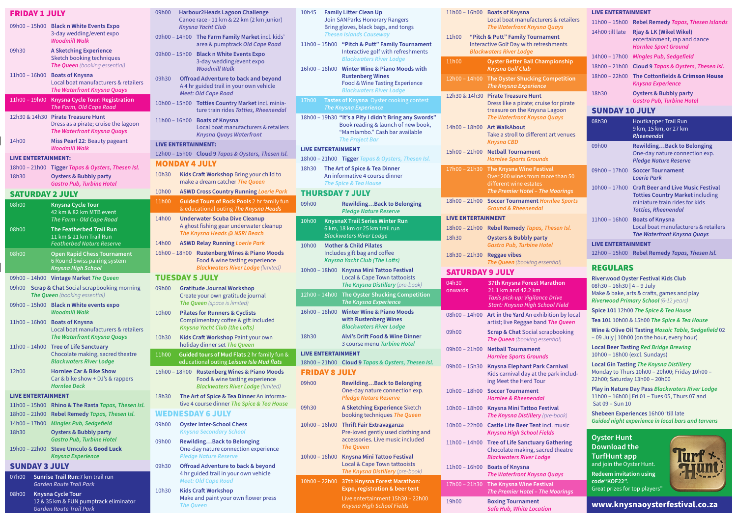## FRIDAY 1 JULY

**09h00 – 15h00** **Black n White Events Expo**
3-day wedding/event expo
*Woodmill Walk*

**09h30** **A Sketching Experience**
Sketch booking techniques
*The Queen (booking essential)*

**11h00 – 16h00** **Boats of Knysna**
Local boat manufacturers & retailers
*The Waterfront Knysna Quays*

**11h00 – 19h00** **Knysna Cycle Tour: Registration**
*The Farm, Old Cape Road*

**12h30 & 14h30** **Pirate Treasure Hunt**
Dress as a pirate; cruise the lagoon
*The Waterfront Knysna Quays*

**14h00** **Miss Pearl 22:** Beauty pageant
*Woodmill Walk*

**LIVE ENTERTAINMENT:**

**18h00 – 21h00** **Tigger** *Tapas & Oysters, Thesen Isl.*

**18h30** **Oysters & Bubbly party**
*Gastro Pub, Turbine Hotel*

## SATURDAY 2 JULY

**08h00** **Knysna Cycle Tour**
42 km & 82 km MTB event
*The Farm - Old Cape Road*

**08h00** **The Featherbed Trail Run**
11 km & 21 km Trail Run
*Featherbed Nature Reserve*

**08h00** **Open Rapid Chess Tournament**
6 Round Swiss pairing system
*Knysna High School*

**09h00 – 14h00** **Vintage Market** *The Queen*

**09h00** **Scrap & Chat** Social scrapbooking morning
*The Queen (booking essential)*

**09h00 – 15h00** **Black n White events expo**
*Woodmill Walk*

**11h00 – 16h00** **Boats of Knysna**
Local boat manufacturers & retailers
*The Waterfront Knysna Quays*

**11h00 – 14h00** **Tree of Life Sanctuary**
Chocolate making, sacred theatre
*Blackwaters River Lodge*

**12h00** **Hornlee Car & Bike Show**
Car & bike show + DJ's & rappers
*Hornlee Deck*

**LIVE ENTERTAINMENT**

**11h00 – 15h00** **Rhino & The Rasta** *Tapas, Thesen Isl.*

**18h00 – 21h00** **Rebel Remedy** *Tapas, Thesen Isl.*

**14h00 – 17h00** *Mingles Pub, Sedgefield*

**18h30** **Oysters & Bubbly party**
*Gastro Pub, Turbine Hotel*

**19h00 – 22h00** **Steve Umculo & Good Luck**
*Knysna Experience*

## SUNDAY 3 JULY

**07h00** **Sunrise Trail Run:** 7 km trail run
*Garden Route Trail Park*

**08h00** **Knysna Cycle Tour**
12 & 35 km & FUN pumptrack eliminator
*Garden Route Trail Park*

**09h00** **Harbour2Heads Lagoon Challenge**
Canoe race - 11 km & 22 km (2 km junior)
*Knysna Yacht Club*

**09h00 – 14h00** **The Farm Family Market** incl. kids' area & pumptrack *Old Cape Road*

**09h00 – 15h00** **Black n White Events Expo**
3-day wedding/event expo
*Woodmill Walk*

**09h30** **Offroad Adventure to back and beyond**
A 4 hr guided trail in your own vehicle
*Meet: Old Cape Road*

**10h00 – 15h00** **Totties Country Market** incl. miniature train rides *Totties, Rheenendal*

**11h00 – 16h00** **Boats of Knysna**
Local boat manufacturers & retailers
*Knysna Quays Waterfront*

**LIVE ENTERTAINMENT:**

**12h00 – 15h00** **Cloud 9** *Tapas & Oysters, Thesen Isl.*

## MONDAY 4 JULY

**10h30** **Kids Craft Workshop** Bring your child to make a dream catcher *The Queen*

**10h00** **ASWD Cross Country Running** *Loerie Park*

**11h00** **Guided Tours of Rock Pools** 2 hr family fun & educational outing *The Knysna Heads*

**14h00** **Underwater Scuba Dive Cleanup**
A ghost fishing gear underwater cleanup
*The Knysna Heads @ NSRI Beach*

**14h00** **ASWD Relay Running** *Loerie Park*

**16h00 – 18h00** **Rustenberg Wines & Piano Moods**
Food & wine tasting experience
*Blackwaters River Lodge (limited)*

## TUESDAY 5 JULY

**09h00** **Gratitude Journal Workshop**
Create your own gratitude journal
*The Queen (space is limited)*

**10h00** **Pilates for Runners & Cyclists**
Complimentary coffee & gift included
*Knysna Yacht Club (the Lofts)*

**10h30** **Kids Craft Workshop** Paint your own holiday dinner set *The Queen*

**11h00** **Guided tours of Mud Flats** 2 hr family fun & educational outing *Leisure Isle Mud flats*

**16h00 – 18h00** **Rustenberg Wines & Piano Moods**
Food & wine tasting experience
*Blackwaters River Lodge (limited)*

**18h30** **The Art of Spice & Tea Dinner** An informative 4 course dinner *The Spice & Tea House*

## WEDNESDAY 6 JULY

**09h00** **Oyster Inter-School Chess**
*Knysna Secondary School*

**09h00** **Rewilding…Back to Belonging**
One-day nature connection experience
*Pledge Nature Reserve*

**09h30** **Offroad Adventure to back & beyond**
4 hr guided trail in your own vehicle
*Meet: Old Cape Road*

**10h30** **Kids Craft Workshop**
Make and paint your own flower press
*The Queen*

**10h45** **Family Litter Clean Up**
Join SANParks Honorary Rangers
Bring gloves, black bags, and tongs
*Thesen Islands Causeway*

**11h00 – 15h00** **"Pitch & Putt" Family Tournament**
Interactive golf with refreshments
*Blackwaters River Lodge*

**16h00 – 18h00** **Winter Wine & Piano Moods with Rustenberg Wines**
Food & Wine Tasting Experience
*Blackwaters River Lodge*

**17h00** **Tastes of Knysna** Oyster cooking contest
*The Knysna Experience*

**18h00 – 19h30** **"It's a Pity I didn't Bring any Swords"**
Book reading & launch of new book, "Mamlambo." Cash bar available
*The Project Bar*

**LIVE ENTERTAINMENT**

**18h00 – 21h00** **Tigger** *Tapas & Oysters, Thesen Isl.*

**18h30** **The Art of Spice & Tea Dinner**
An informative 4 course dinner
*The Spice & Tea House*

## THURSDAY 7 JULY

**09h00** **Rewilding…Back to Belonging**
*Pledge Nature Reserve*

**10h00** **KnysnaX Trail Series Winter Run**
6 km, 18 km or 25 km trail run
*Blackwaters River Lodge*

**10h00** **Mother & Child Pilates**
Includes gift bag and coffee
*Knysna Yacht Club (The Lofts)*

**10h00 – 18h00** **Knysna Mini Tattoo Festival**
Local & Cape Town tattooists
*The Knysna Distillery (pre-book)*

**12h00 – 14h00** **The Oyster Shucking Competition**
*The Knysna Experience*

**16h00 – 18h00** **Winter Wine & Piano Moods with Rustenberg Wines**
*Blackwaters River Lodge*

**18h30** **Alvi's Drift Food & Wine Dinner**
3 course menu *Turbine Hotel*

**LIVE ENTERTAINMENT**

**18h00 – 21h00** **Cloud 9** *Tapas & Oysters, Thesen Isl.*

## FRIDAY 8 JULY

**09h00** **Rewilding…Back to Belonging**
One-day nature connection exp.
*Pledge Nature Reserve*

**09h30** **A Sketching Experience** Sketch booking techniques *The Queen*

**10h00 – 16h00** **Thrift Fair Extravaganza**
Pre-loved gently used clothing and accessories. Live music included
*The Queen*

**10h00 – 18h00** **Knysna Mini Tattoo Festival**
Local & Cape Town tattooists
*The Knysna Distillery (pre-book)*

**10h00 – 22h00** **37th Knysna Forest Marathon: Expo, registration & beer tent**
Live entertainment 15h30 – 22h00
*Knysna High School Fields*

**11h00 – 16h00** **Boats of Knysna**
Local boat manufacturers & retailers
*The Waterfront Knysna Quays*

**11h00** **"Pitch & Putt" Family Tournament**
Interactive Golf Day with refreshments
*Blackwaters River Lodge*

**11h00** **Oyster Better Ball Championship**
*Knysna Golf Club*

**12h00 – 14h00** **The Oyster Shucking Competition**
*The Knysna Experience*

**12h30 & 14h30** **Pirate Treasure Hunt**
Dress like a pirate; cruise for pirate treasure on the Knysna Lagoon
*The Waterfront Knysna Quays*

**14h00 – 18h00** **Art WalkAbout**
Take a stroll to different art venues
*Knysna CBD*

**15h00 – 21h00** **Netball Tournament**
*Hornlee Sports Grounds*

**17h00 – 21h30** **The Knysna Wine Festival**
Over 200 wines from more than 50 different wine estates
*The Premier Hotel – The Moorings*

**18h00 – 21h00** **Soccer Tournament** *Hornlee Sports Ground & Rheenendal*

**LIVE ENTERTAINMENT**

**18h00 – 21h00** **Rebel Remedy** *Tapas, Thesen Isl.*

**18h30** **Oysters & Bubbly party**
*Gastro Pub, Turbine Hotel*

**18h30 – 21h30** **Reggae vibes**
*The Queen (booking essential)*

## SATURDAY 9 JULY

**04h30 onwards** **37th Knysna Forest Marathon**
21.1 km and 42.2 km
*Taxis pick-up: Vigilance Drive*
*Start: Knysna High School Field*

**08h00 – 14h00** **Art in the Yard** An exhibition by local artist; live Reggae band *The Queen*

**09h00** **Scrap & Chat** Social scrapbooking
*The Queen (booking essential)*

**09h00 – 21h00** **Netball Tournament**
*Hornlee Sports Grounds*

**09h00 – 15h30** **Knysna Elephant Park Carnival**
Kids carnival day at the park including Meet the Herd Tour

**10h00 – 18h00** **Soccer Tournament**
*Hornlee & Rheenendal*

**10h00 – 18h00** **Knysna Mini Tattoo Festival**
*The Knysna Distillery (pre-book)*

**10h00 – 22h00** **Castle Lite Beer Tent** incl. music
*Knysna High School Fields*

**11h00 – 14h00** **Tree of Life Sanctuary Gathering**
Chocolate making, sacred theatre
*Blackwaters River Lodge*

**11h00 – 16h00** **Boats of Knysna**
*The Waterfront Knysna Quays*

**17h00 – 21h30** **The Knysna Wine Festival**
*The Premier Hotel – The Moorings*

**19h00** **Boxing Tournament**
*Safe Hub, White Location*

**LIVE ENTERTAINMENT**

**11h00 – 15h00** **Rebel Remedy** *Tapas, Thesen Islands*

**14h00 till late** **Rjay & LK (Wikel Wikel)**
entertainment, rap and dance
*Hornlee Sport Ground*

**14h00 – 17h00** *Mingles Pub, Sedgefield*

**18h00 – 21h00** **Cloud 9** *Tapas & Oysters, Thesen Isl.*

**18h00 – 22h00** **The Cottonfields & Crimson House**
*Knysna Experience*

**18h30** **Oysters & Bubbly party**
*Gastro Pub, Turbine Hotel*

## SUNDAY 10 JULY

**08h30** **Houtkapper Trail Run**
9 km, 15 km, or 27 km
*Rheenendal*

**09h00** **Rewilding…Back to Belonging**
One-day nature connection exp.
*Pledge Nature Reserve*

**09h00 – 17h00** **Soccer Tournament**
*Loerie Park*

**10h00 – 17h00** **Craft Beer and Live Music Festival**
**Totties Country Market** including miniature train rides for kids
*Totties, Rheenendal*

**11h00 – 16h00** **Boats of Knysna**
Local boat manufacturers & retailers
*The Waterfront Knysna Quays*

**LIVE ENTERTAINMENT**

**12h00 – 15h00** **Rebel Remedy** *Tapas, Thesen Isl.*

## REGULARS

**Riverwood Oyster Festival Kids Club**
08h30 – 16h30 | 4 – 9 July
Make & bake, arts & crafts, games and play
*Riverwood Primary School (6-12 years)*

**Spice 101** 12h00 *The Spice & Tea House*

**Tea 101** 10h00 & 15h00 *The Spice & Tea House*

**Wine & Olive Oil Tasting** *Mosaic Table, Sedgefield* 02 – 09 July | 10h00 (on the hour, every hour)

**Local Beer Tasting** *Red Bridge Brewing*
10h00 – 18h00 (excl. Sundays)

**Local Gin Tasting** *The Knysna Distillery*
Monday to Thurs 10h00 – 20h00; Friday 10h00 – 22h00; Saturday 13h00 – 20h00

**Play in Nature Day Pass** *Blackwaters River Lodge*
11h00 – 16h00 | Fri 01 – Tues 05, Thurs 07 and Sat 09 – Sun 10

**Shebeen Experiences** 16h00 'till late
*Guided night experience in local bars and tarvens*

**Oyster Hunt**
**Download the TurfHunt app**
and join the Oyster Hunt.
Redeem invitation using code "KOF22".
Great prizes for top players"

**www.knysnaoysterfestival.co.za**